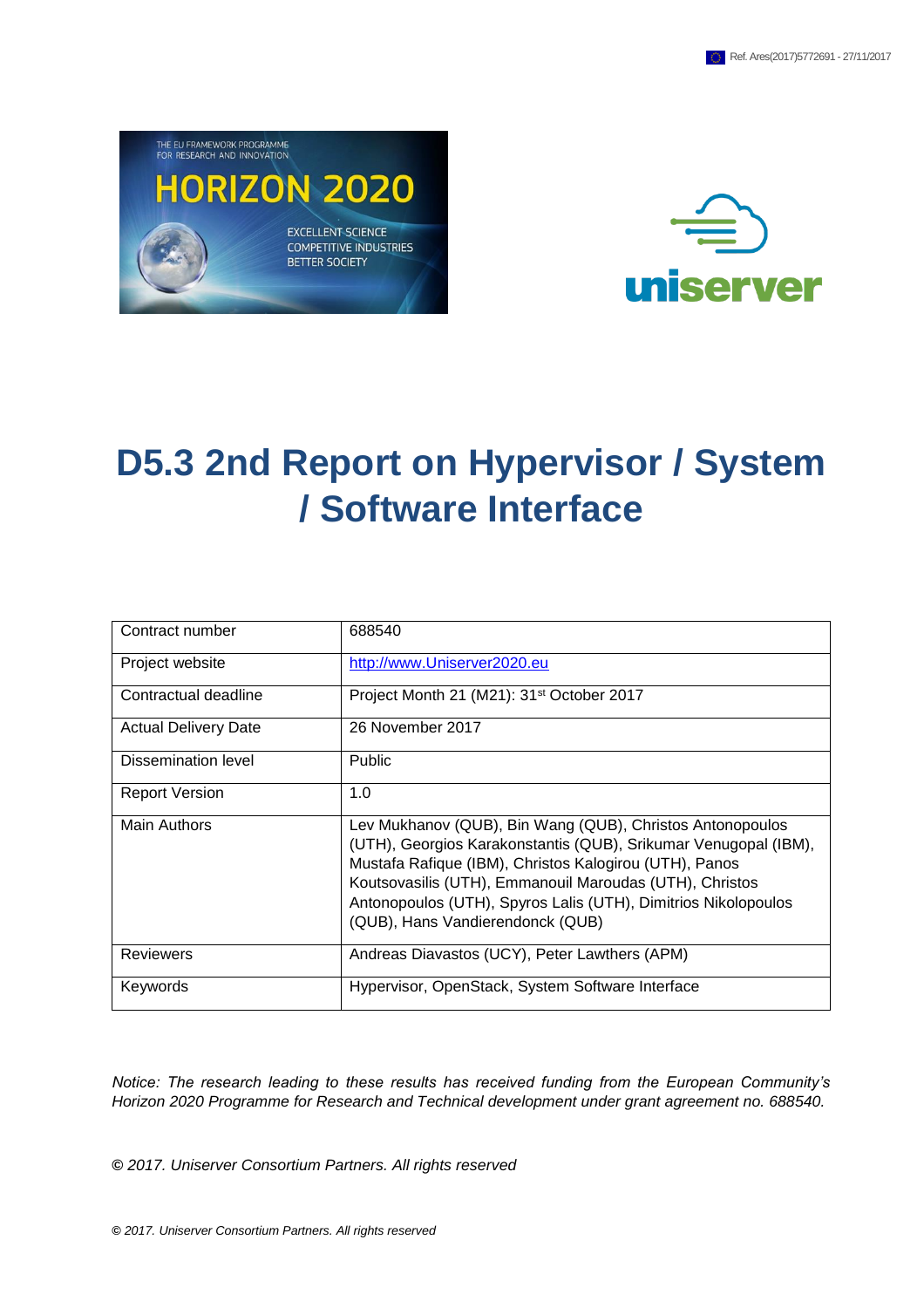# D5.3 2nd Report on Hypervisor / System / Software Interface

| Contract number | 688540 |
|---|---|
| Project website | http://www.Uniserver2020.eu |
| Contractual deadline | Project Month 21 (M21): 31st October 2017 |
| Actual Delivery Date | 26 November 2017 |
| Dissemination level | Public |
| Report Version | 1.0 |
| Main Authors | Lev Mukhanov (QUB), Bin Wang (QUB), Christos Antonopoulos (UTH), Georgios Karakonstantis (QUB), Srikumar Venugopal (IBM), Mustafa Rafique (IBM), Christos Kalogirou (UTH), Panos Koutsovasilis (UTH), Emmanouil Maroudas (UTH), Christos Antonopoulos (UTH), Spyros Lalis (UTH), Dimitrios Nikolopoulos (QUB), Hans Vandierendonck (QUB) |
| Reviewers | Andreas Diavastos (UCY), Peter Lawthers (APM) |
| Keywords | Hypervisor, OpenStack, System Software Interface |

*Notice: The research leading to these results has received funding from the European Community's Horizon 2020 Programme for Research and Technical development under grant agreement no. 688540.*

*© 2017. Uniserver Consortium Partners. All rights reserved*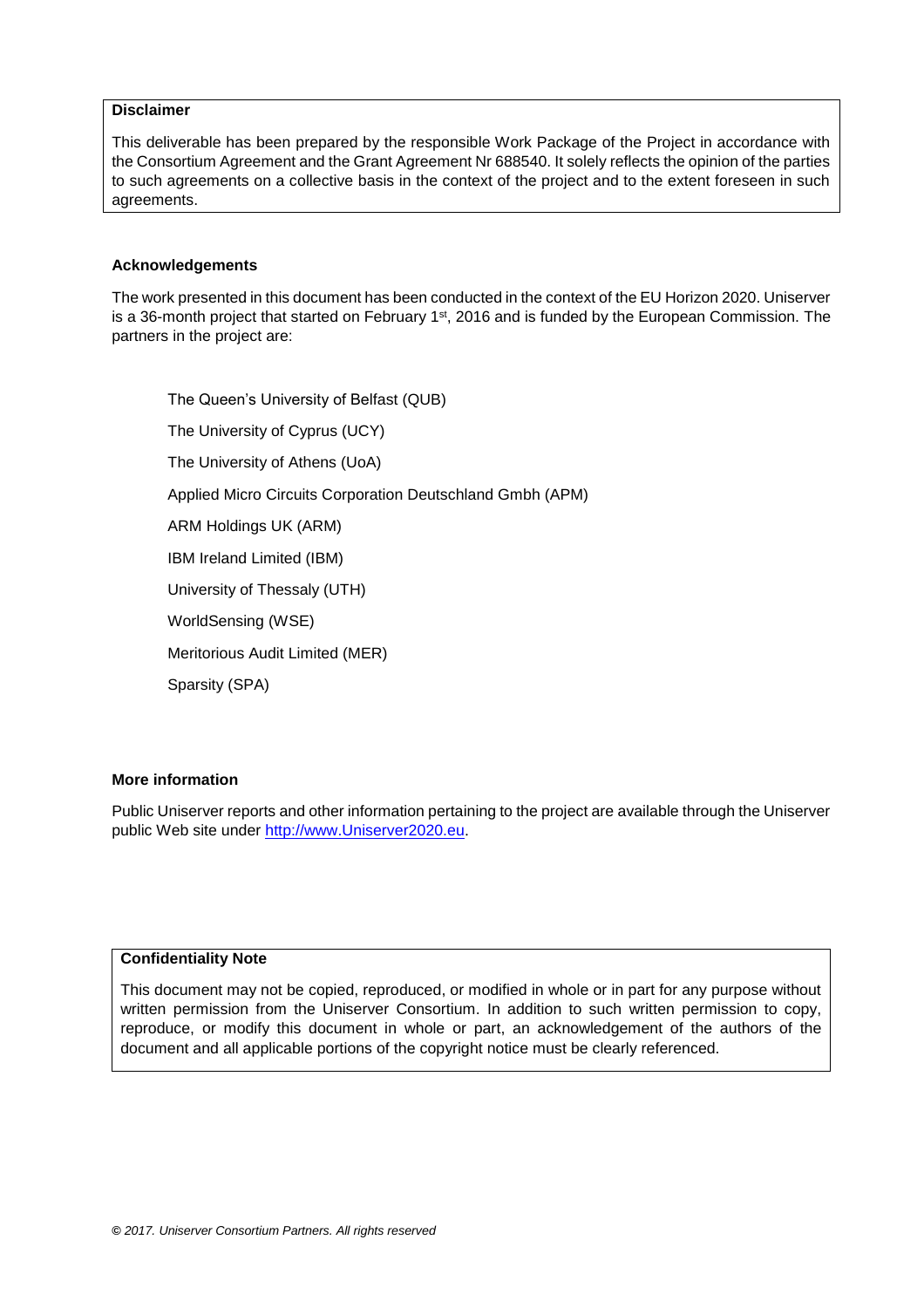**Disclaimer**

This deliverable has been prepared by the responsible Work Package of the Project in accordance with the Consortium Agreement and the Grant Agreement Nr 688540. It solely reflects the opinion of the parties to such agreements on a collective basis in the context of the project and to the extent foreseen in such agreements.

**Acknowledgements**

The work presented in this document has been conducted in the context of the EU Horizon 2020. Uniserver is a 36-month project that started on February 1st, 2016 and is funded by the European Commission. The partners in the project are:

The Queen's University of Belfast (QUB)

The University of Cyprus (UCY)

The University of Athens (UoA)

Applied Micro Circuits Corporation Deutschland Gmbh (APM)

ARM Holdings UK (ARM)

IBM Ireland Limited (IBM)

University of Thessaly (UTH)

WorldSensing (WSE)

Meritorious Audit Limited (MER)

Sparsity (SPA)

**More information**

Public Uniserver reports and other information pertaining to the project are available through the Uniserver public Web site under http://www.Uniserver2020.eu.

**Confidentiality Note**

This document may not be copied, reproduced, or modified in whole or in part for any purpose without written permission from the Uniserver Consortium. In addition to such written permission to copy, reproduce, or modify this document in whole or part, an acknowledgement of the authors of the document and all applicable portions of the copyright notice must be clearly referenced.

*© 2017. Uniserver Consortium Partners. All rights reserved*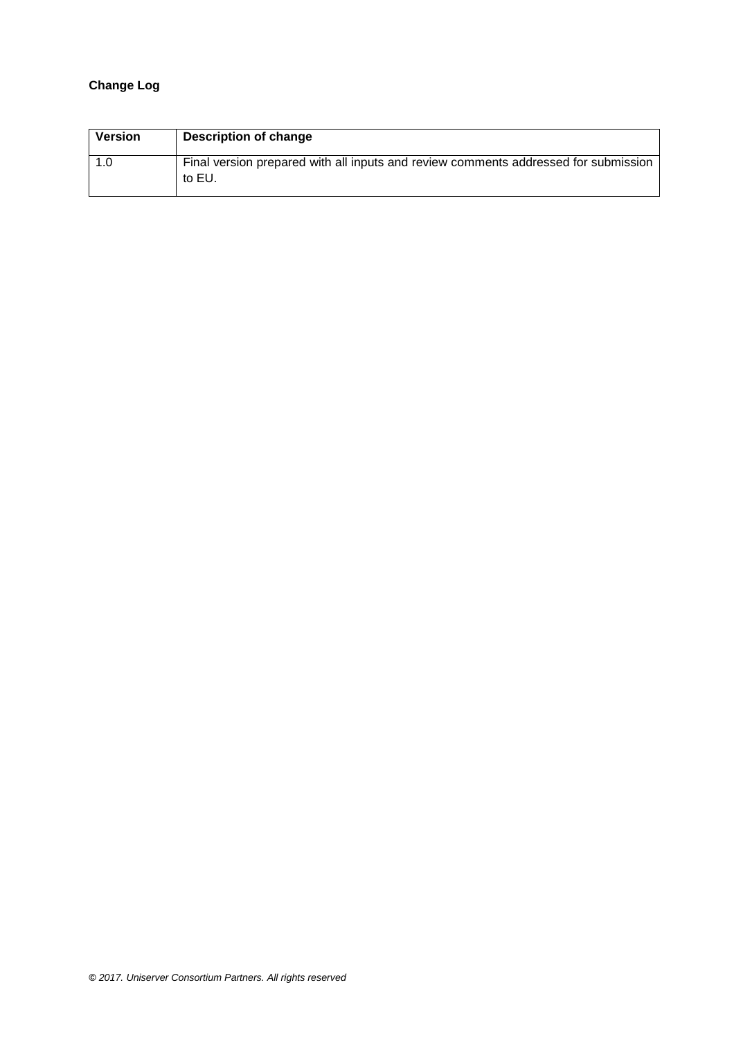**Change Log**

| Version | Description of change |
| --- | --- |
| 1.0 | Final version prepared with all inputs and review comments addressed for submission to EU. |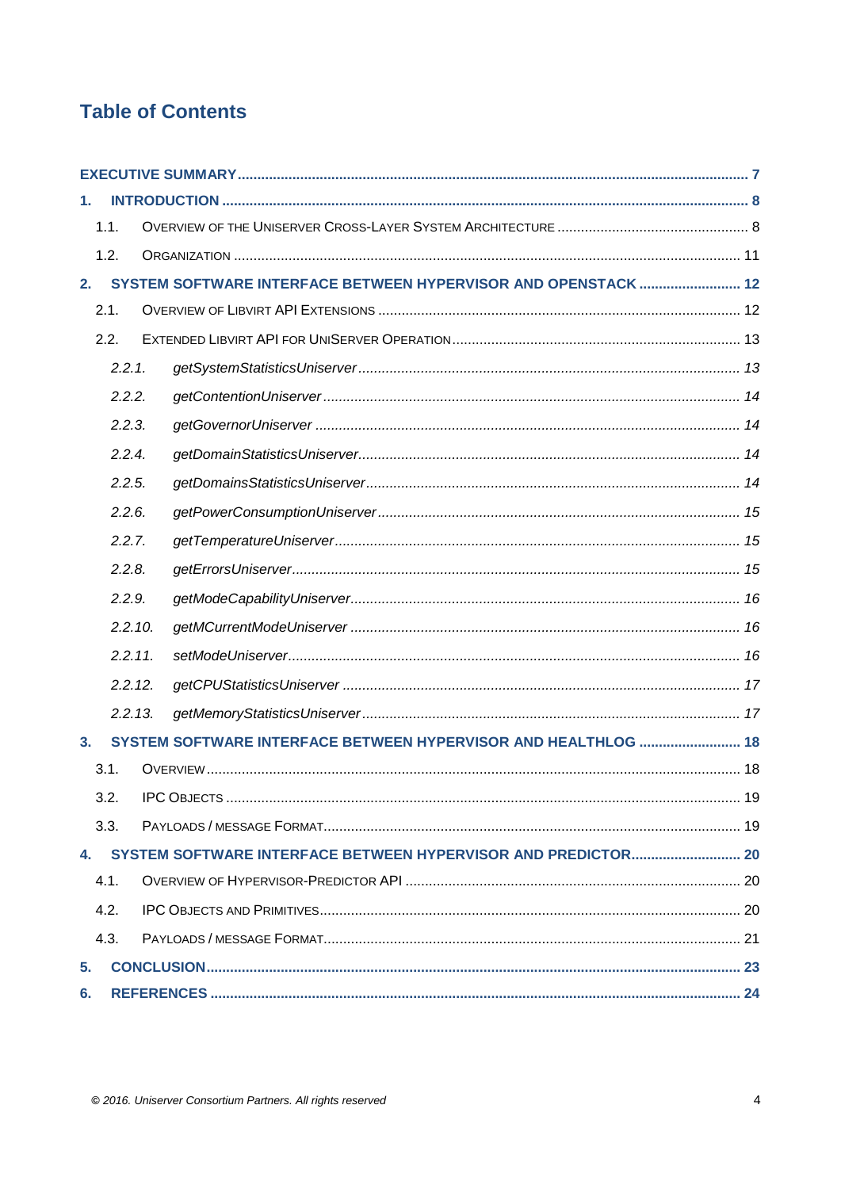# Table of Contents

**EXECUTIVE SUMMARY** ..... 7

**1. INTRODUCTION** ..... 8

- 1.1. Overview of the UniServer Cross-Layer System Architecture ..... 8
- 1.2. Organization ..... 11

**2. SYSTEM SOFTWARE INTERFACE BETWEEN HYPERVISOR AND OPENSTACK** ..... 12

- 2.1. Overview of Libvirt API Extensions ..... 12
- 2.2. Extended Libvirt API for UniServer Operation ..... 13
  - *2.2.1. getSystemStatisticsUniserver* ..... 13
  - *2.2.2. getContentionUniserver* ..... 14
  - *2.2.3. getGovernorUniserver* ..... 14
  - *2.2.4. getDomainStatisticsUniserver* ..... 14
  - *2.2.5. getDomainsStatisticsUniserver* ..... 14
  - *2.2.6. getPowerConsumptionUniserver* ..... 15
  - *2.2.7. getTemperatureUniserver* ..... 15
  - *2.2.8. getErrorsUniserver* ..... 15
  - *2.2.9. getModeCapabilityUniserver* ..... 16
  - *2.2.10. getMCurrentModeUniserver* ..... 16
  - *2.2.11. setModeUniserver* ..... 16
  - *2.2.12. getCPUStatisticsUniserver* ..... 17
  - *2.2.13. getMemoryStatisticsUniserver* ..... 17

**3. SYSTEM SOFTWARE INTERFACE BETWEEN HYPERVISOR AND HEALTHLOG** ..... 18

- 3.1. Overview ..... 18
- 3.2. IPC Objects ..... 19
- 3.3. Payloads / message Format ..... 19

**4. SYSTEM SOFTWARE INTERFACE BETWEEN HYPERVISOR AND PREDICTOR** ..... 20

- 4.1. Overview of Hypervisor-Predictor API ..... 20
- 4.2. IPC Objects and Primitives ..... 20
- 4.3. Payloads / message Format ..... 21

**5. CONCLUSION** ..... 23

**6. REFERENCES** ..... 24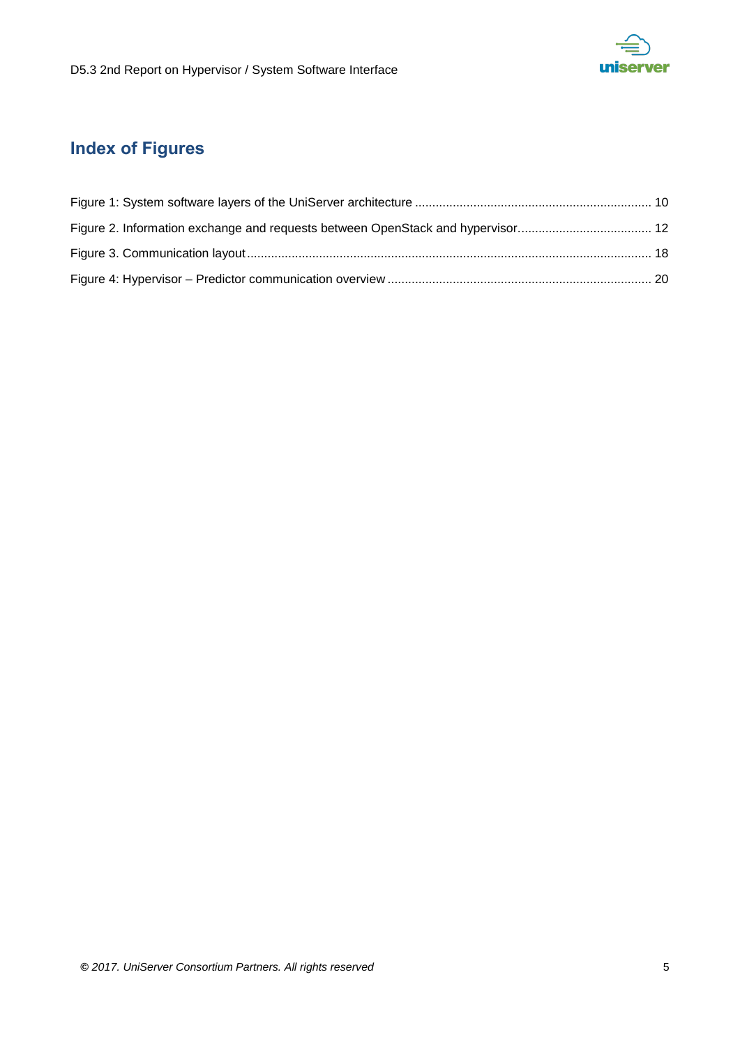# Index of Figures

Figure 1: System software layers of the UniServer architecture ..................................................................... 10

Figure 2. Information exchange and requests between OpenStack and hypervisor....................................... 12

Figure 3. Communication layout..................................................................................................................... 18

Figure 4: Hypervisor – Predictor communication overview ............................................................................ 20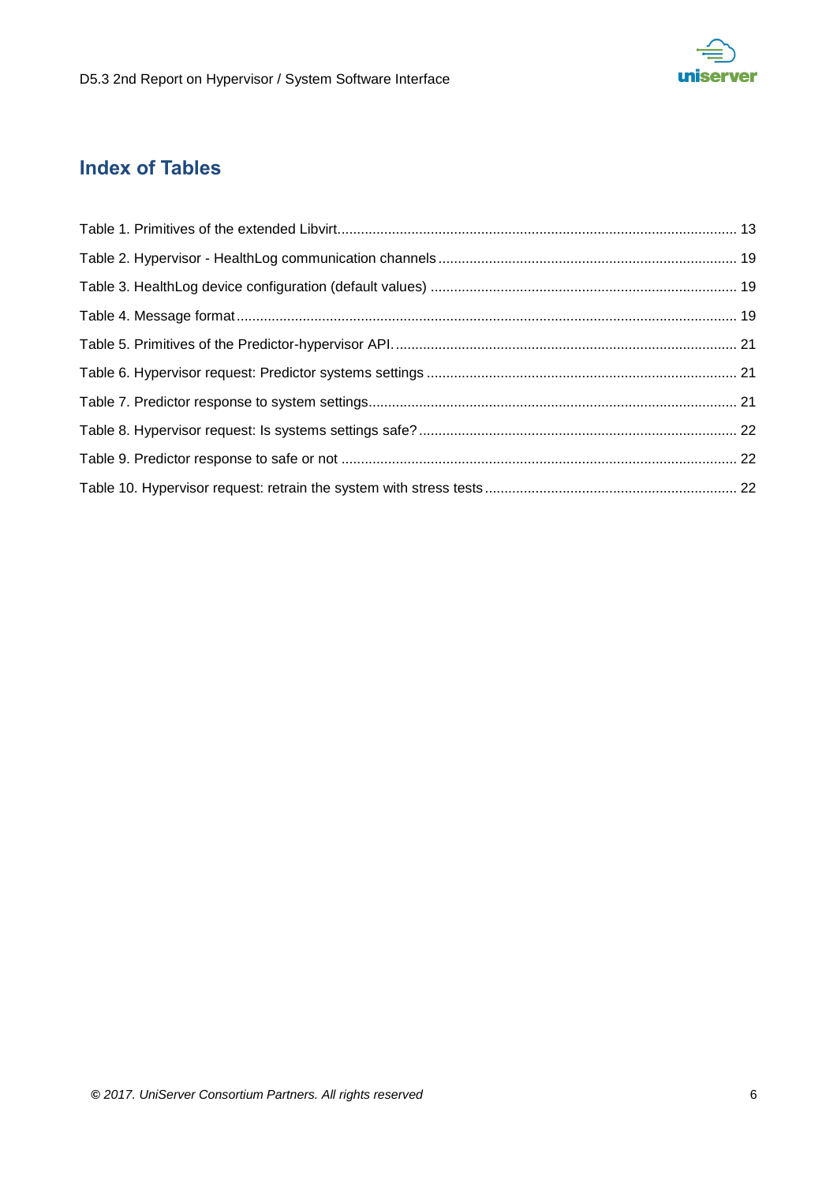# Index of Tables

Table 1. Primitives of the extended Libvirt ..... 13

Table 2. Hypervisor - HealthLog communication channels ..... 19

Table 3. HealthLog device configuration (default values) ..... 19

Table 4. Message format ..... 19

Table 5. Primitives of the Predictor-hypervisor API. ..... 21

Table 6. Hypervisor request: Predictor systems settings ..... 21

Table 7. Predictor response to system settings ..... 21

Table 8. Hypervisor request: Is systems settings safe? ..... 22

Table 9. Predictor response to safe or not ..... 22

Table 10. Hypervisor request: retrain the system with stress tests ..... 22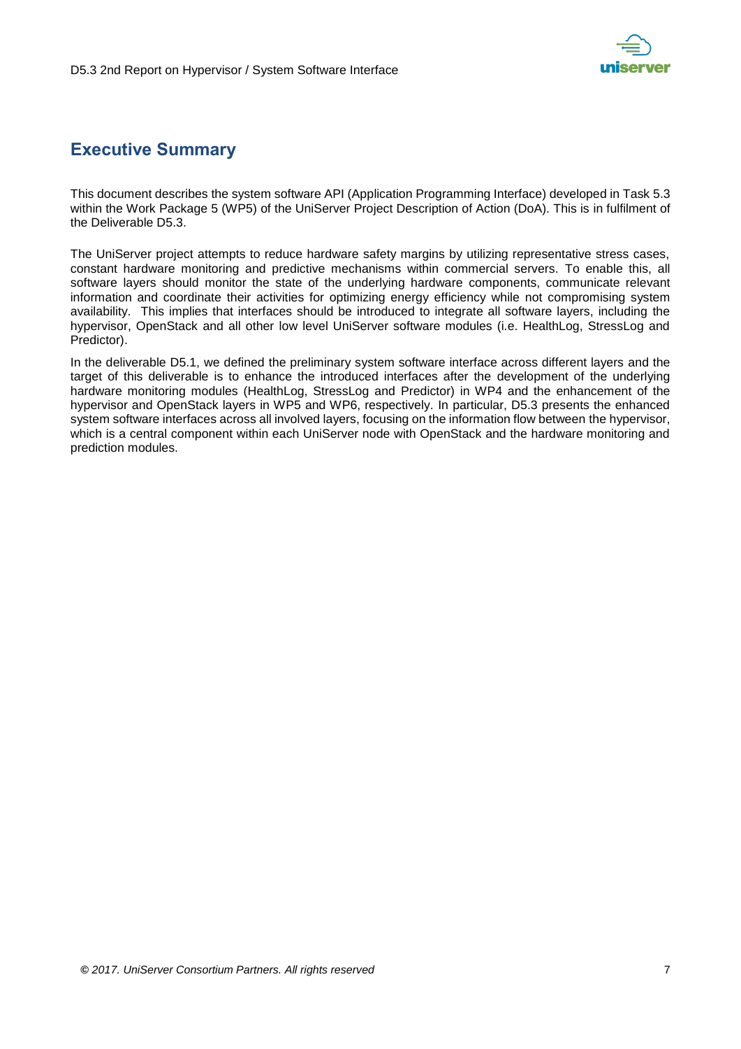# Executive Summary

This document describes the system software API (Application Programming Interface) developed in Task 5.3 within the Work Package 5 (WP5) of the UniServer Project Description of Action (DoA). This is in fulfilment of the Deliverable D5.3.

The UniServer project attempts to reduce hardware safety margins by utilizing representative stress cases, constant hardware monitoring and predictive mechanisms within commercial servers. To enable this, all software layers should monitor the state of the underlying hardware components, communicate relevant information and coordinate their activities for optimizing energy efficiency while not compromising system availability. This implies that interfaces should be introduced to integrate all software layers, including the hypervisor, OpenStack and all other low level UniServer software modules (i.e. HealthLog, StressLog and Predictor).

In the deliverable D5.1, we defined the preliminary system software interface across different layers and the target of this deliverable is to enhance the introduced interfaces after the development of the underlying hardware monitoring modules (HealthLog, StressLog and Predictor) in WP4 and the enhancement of the hypervisor and OpenStack layers in WP5 and WP6, respectively. In particular, D5.3 presents the enhanced system software interfaces across all involved layers, focusing on the information flow between the hypervisor, which is a central component within each UniServer node with OpenStack and the hardware monitoring and prediction modules.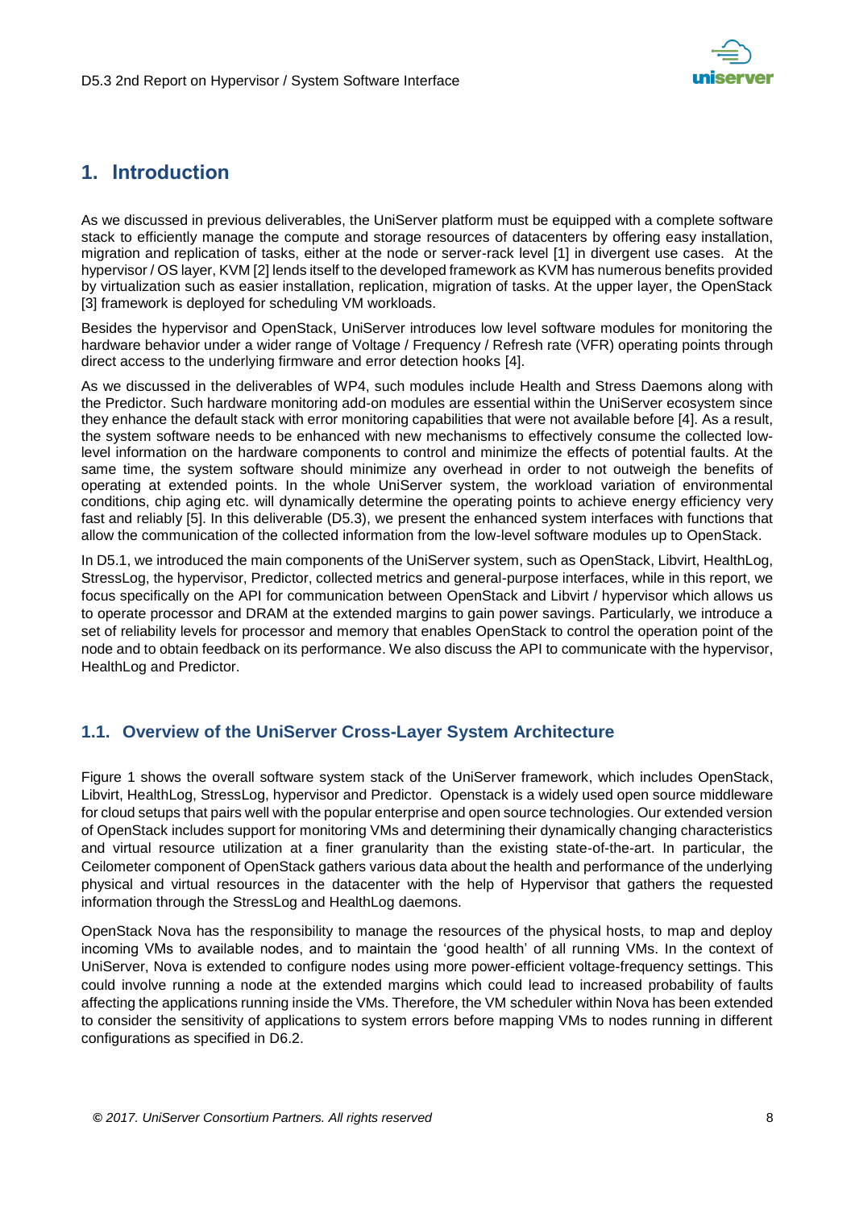# 1. Introduction

As we discussed in previous deliverables, the UniServer platform must be equipped with a complete software stack to efficiently manage the compute and storage resources of datacenters by offering easy installation, migration and replication of tasks, either at the node or server-rack level [1] in divergent use cases. At the hypervisor / OS layer, KVM [2] lends itself to the developed framework as KVM has numerous benefits provided by virtualization such as easier installation, replication, migration of tasks. At the upper layer, the OpenStack [3] framework is deployed for scheduling VM workloads.

Besides the hypervisor and OpenStack, UniServer introduces low level software modules for monitoring the hardware behavior under a wider range of Voltage / Frequency / Refresh rate (VFR) operating points through direct access to the underlying firmware and error detection hooks [4].

As we discussed in the deliverables of WP4, such modules include Health and Stress Daemons along with the Predictor. Such hardware monitoring add-on modules are essential within the UniServer ecosystem since they enhance the default stack with error monitoring capabilities that were not available before [4]. As a result, the system software needs to be enhanced with new mechanisms to effectively consume the collected low-level information on the hardware components to control and minimize the effects of potential faults. At the same time, the system software should minimize any overhead in order to not outweigh the benefits of operating at extended points. In the whole UniServer system, the workload variation of environmental conditions, chip aging etc. will dynamically determine the operating points to achieve energy efficiency very fast and reliably [5]. In this deliverable (D5.3), we present the enhanced system interfaces with functions that allow the communication of the collected information from the low-level software modules up to OpenStack.

In D5.1, we introduced the main components of the UniServer system, such as OpenStack, Libvirt, HealthLog, StressLog, the hypervisor, Predictor, collected metrics and general-purpose interfaces, while in this report, we focus specifically on the API for communication between OpenStack and Libvirt / hypervisor which allows us to operate processor and DRAM at the extended margins to gain power savings. Particularly, we introduce a set of reliability levels for processor and memory that enables OpenStack to control the operation point of the node and to obtain feedback on its performance. We also discuss the API to communicate with the hypervisor, HealthLog and Predictor.

## 1.1. Overview of the UniServer Cross-Layer System Architecture

Figure 1 shows the overall software system stack of the UniServer framework, which includes OpenStack, Libvirt, HealthLog, StressLog, hypervisor and Predictor. Openstack is a widely used open source middleware for cloud setups that pairs well with the popular enterprise and open source technologies. Our extended version of OpenStack includes support for monitoring VMs and determining their dynamically changing characteristics and virtual resource utilization at a finer granularity than the existing state-of-the-art. In particular, the Ceilometer component of OpenStack gathers various data about the health and performance of the underlying physical and virtual resources in the datacenter with the help of Hypervisor that gathers the requested information through the StressLog and HealthLog daemons.

OpenStack Nova has the responsibility to manage the resources of the physical hosts, to map and deploy incoming VMs to available nodes, and to maintain the 'good health' of all running VMs. In the context of UniServer, Nova is extended to configure nodes using more power-efficient voltage-frequency settings. This could involve running a node at the extended margins which could lead to increased probability of faults affecting the applications running inside the VMs. Therefore, the VM scheduler within Nova has been extended to consider the sensitivity of applications to system errors before mapping VMs to nodes running in different configurations as specified in D6.2.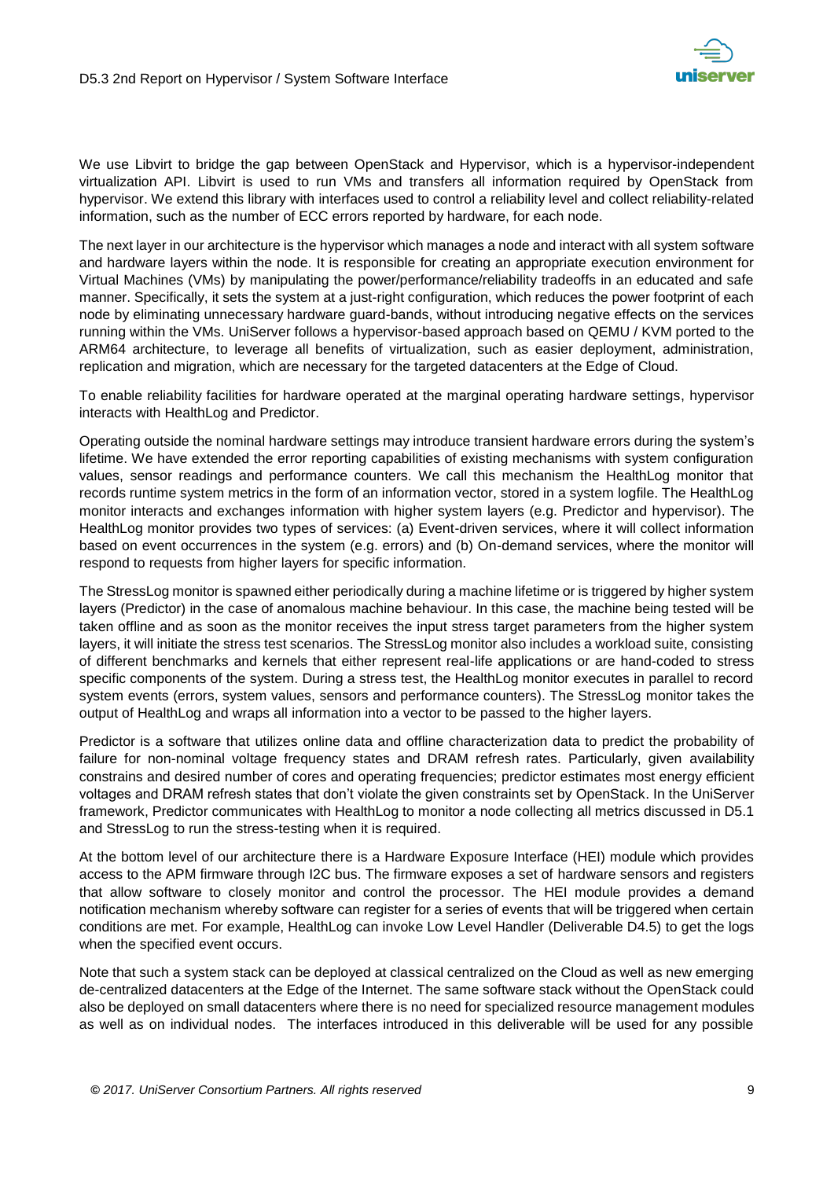We use Libvirt to bridge the gap between OpenStack and Hypervisor, which is a hypervisor-independent virtualization API. Libvirt is used to run VMs and transfers all information required by OpenStack from hypervisor. We extend this library with interfaces used to control a reliability level and collect reliability-related information, such as the number of ECC errors reported by hardware, for each node.

The next layer in our architecture is the hypervisor which manages a node and interact with all system software and hardware layers within the node. It is responsible for creating an appropriate execution environment for Virtual Machines (VMs) by manipulating the power/performance/reliability tradeoffs in an educated and safe manner. Specifically, it sets the system at a just-right configuration, which reduces the power footprint of each node by eliminating unnecessary hardware guard-bands, without introducing negative effects on the services running within the VMs. UniServer follows a hypervisor-based approach based on QEMU / KVM ported to the ARM64 architecture, to leverage all benefits of virtualization, such as easier deployment, administration, replication and migration, which are necessary for the targeted datacenters at the Edge of Cloud.

To enable reliability facilities for hardware operated at the marginal operating hardware settings, hypervisor interacts with HealthLog and Predictor.

Operating outside the nominal hardware settings may introduce transient hardware errors during the system's lifetime. We have extended the error reporting capabilities of existing mechanisms with system configuration values, sensor readings and performance counters. We call this mechanism the HealthLog monitor that records runtime system metrics in the form of an information vector, stored in a system logfile. The HealthLog monitor interacts and exchanges information with higher system layers (e.g. Predictor and hypervisor). The HealthLog monitor provides two types of services: (a) Event-driven services, where it will collect information based on event occurrences in the system (e.g. errors) and (b) On-demand services, where the monitor will respond to requests from higher layers for specific information.

The StressLog monitor is spawned either periodically during a machine lifetime or is triggered by higher system layers (Predictor) in the case of anomalous machine behaviour. In this case, the machine being tested will be taken offline and as soon as the monitor receives the input stress target parameters from the higher system layers, it will initiate the stress test scenarios. The StressLog monitor also includes a workload suite, consisting of different benchmarks and kernels that either represent real-life applications or are hand-coded to stress specific components of the system. During a stress test, the HealthLog monitor executes in parallel to record system events (errors, system values, sensors and performance counters). The StressLog monitor takes the output of HealthLog and wraps all information into a vector to be passed to the higher layers.

Predictor is a software that utilizes online data and offline characterization data to predict the probability of failure for non-nominal voltage frequency states and DRAM refresh rates. Particularly, given availability constrains and desired number of cores and operating frequencies; predictor estimates most energy efficient voltages and DRAM refresh states that don't violate the given constraints set by OpenStack. In the UniServer framework, Predictor communicates with HealthLog to monitor a node collecting all metrics discussed in D5.1 and StressLog to run the stress-testing when it is required.

At the bottom level of our architecture there is a Hardware Exposure Interface (HEI) module which provides access to the APM firmware through I2C bus. The firmware exposes a set of hardware sensors and registers that allow software to closely monitor and control the processor. The HEI module provides a demand notification mechanism whereby software can register for a series of events that will be triggered when certain conditions are met. For example, HealthLog can invoke Low Level Handler (Deliverable D4.5) to get the logs when the specified event occurs.

Note that such a system stack can be deployed at classical centralized on the Cloud as well as new emerging de-centralized datacenters at the Edge of the Internet. The same software stack without the OpenStack could also be deployed on small datacenters where there is no need for specialized resource management modules as well as on individual nodes. The interfaces introduced in this deliverable will be used for any possible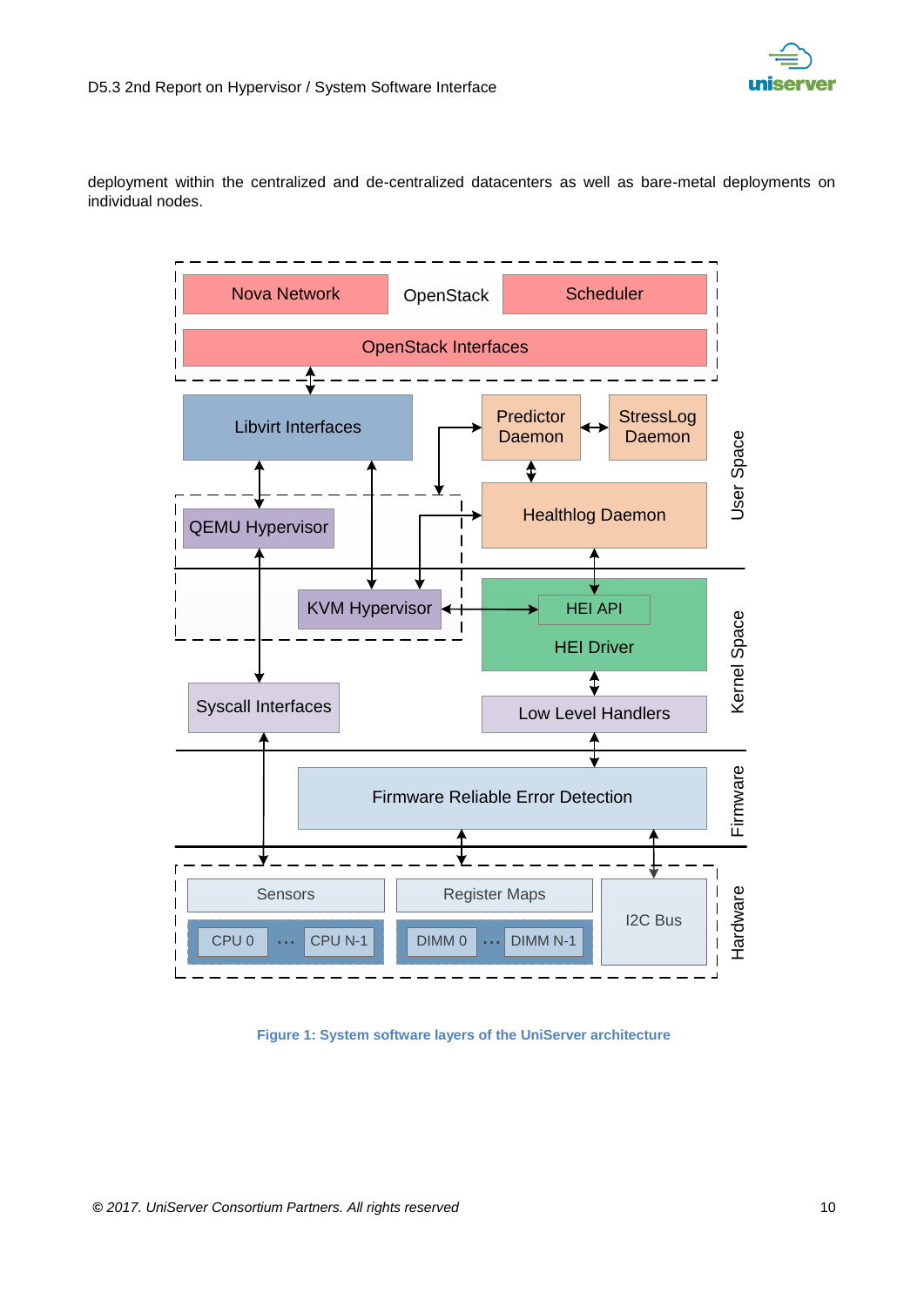deployment within the centralized and de-centralized datacenters as well as bare-metal deployments on individual nodes.

Figure 1: System software layers of the UniServer architecture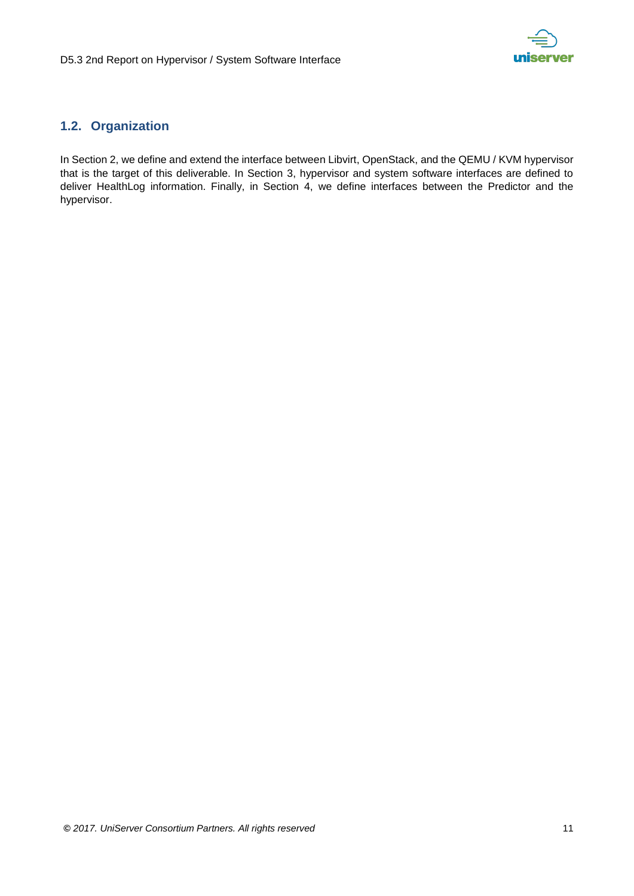## 1.2. Organization

In Section 2, we define and extend the interface between Libvirt, OpenStack, and the QEMU / KVM hypervisor that is the target of this deliverable. In Section 3, hypervisor and system software interfaces are defined to deliver HealthLog information. Finally, in Section 4, we define interfaces between the Predictor and the hypervisor.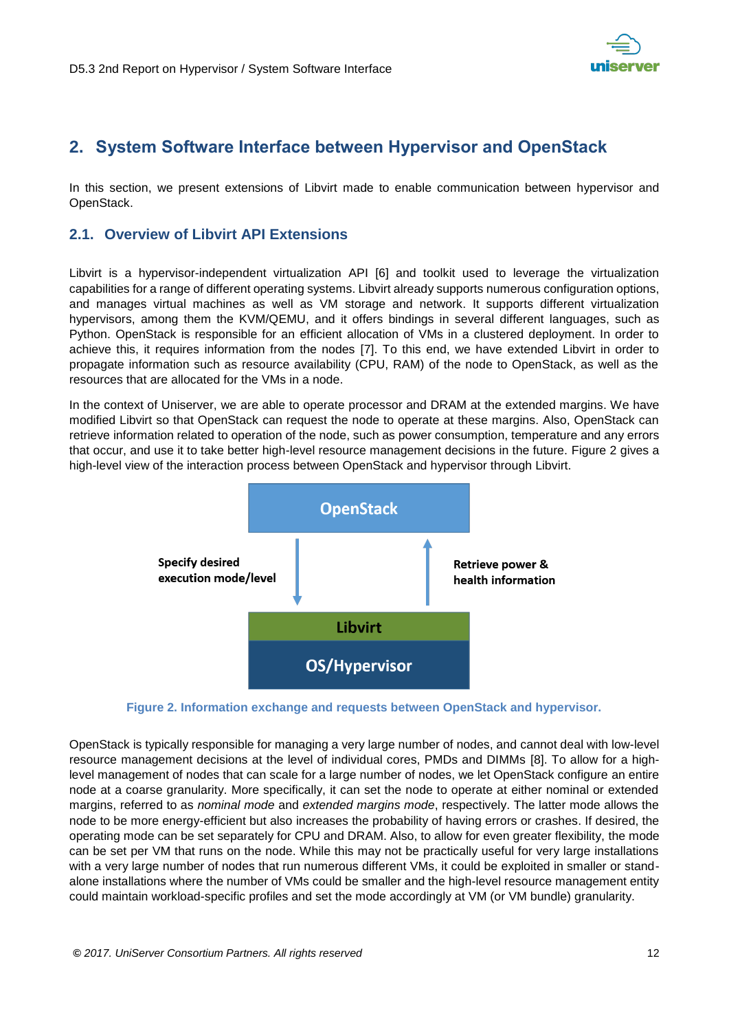## 2. System Software Interface between Hypervisor and OpenStack

In this section, we present extensions of Libvirt made to enable communication between hypervisor and OpenStack.

### 2.1. Overview of Libvirt API Extensions

Libvirt is a hypervisor-independent virtualization API [6] and toolkit used to leverage the virtualization capabilities for a range of different operating systems. Libvirt already supports numerous configuration options, and manages virtual machines as well as VM storage and network. It supports different virtualization hypervisors, among them the KVM/QEMU, and it offers bindings in several different languages, such as Python. OpenStack is responsible for an efficient allocation of VMs in a clustered deployment. In order to achieve this, it requires information from the nodes [7]. To this end, we have extended Libvirt in order to propagate information such as resource availability (CPU, RAM) of the node to OpenStack, as well as the resources that are allocated for the VMs in a node.

In the context of Uniserver, we are able to operate processor and DRAM at the extended margins. We have modified Libvirt so that OpenStack can request the node to operate at these margins. Also, OpenStack can retrieve information related to operation of the node, such as power consumption, temperature and any errors that occur, and use it to take better high-level resource management decisions in the future. Figure 2 gives a high-level view of the interaction process between OpenStack and hypervisor through Libvirt.

OpenStack

Specify desired execution mode/level

Retrieve power & health information

Libvirt

OS/Hypervisor

Figure 2. Information exchange and requests between OpenStack and hypervisor.

OpenStack is typically responsible for managing a very large number of nodes, and cannot deal with low-level resource management decisions at the level of individual cores, PMDs and DIMMs [8]. To allow for a high-level management of nodes that can scale for a large number of nodes, we let OpenStack configure an entire node at a coarse granularity. More specifically, it can set the node to operate at either nominal or extended margins, referred to as *nominal mode* and *extended margins mode*, respectively. The latter mode allows the node to be more energy-efficient but also increases the probability of having errors or crashes. If desired, the operating mode can be set separately for CPU and DRAM. Also, to allow for even greater flexibility, the mode can be set per VM that runs on the node. While this may not be practically useful for very large installations with a very large number of nodes that run numerous different VMs, it could be exploited in smaller or stand-alone installations where the number of VMs could be smaller and the high-level resource management entity could maintain workload-specific profiles and set the mode accordingly at VM (or VM bundle) granularity.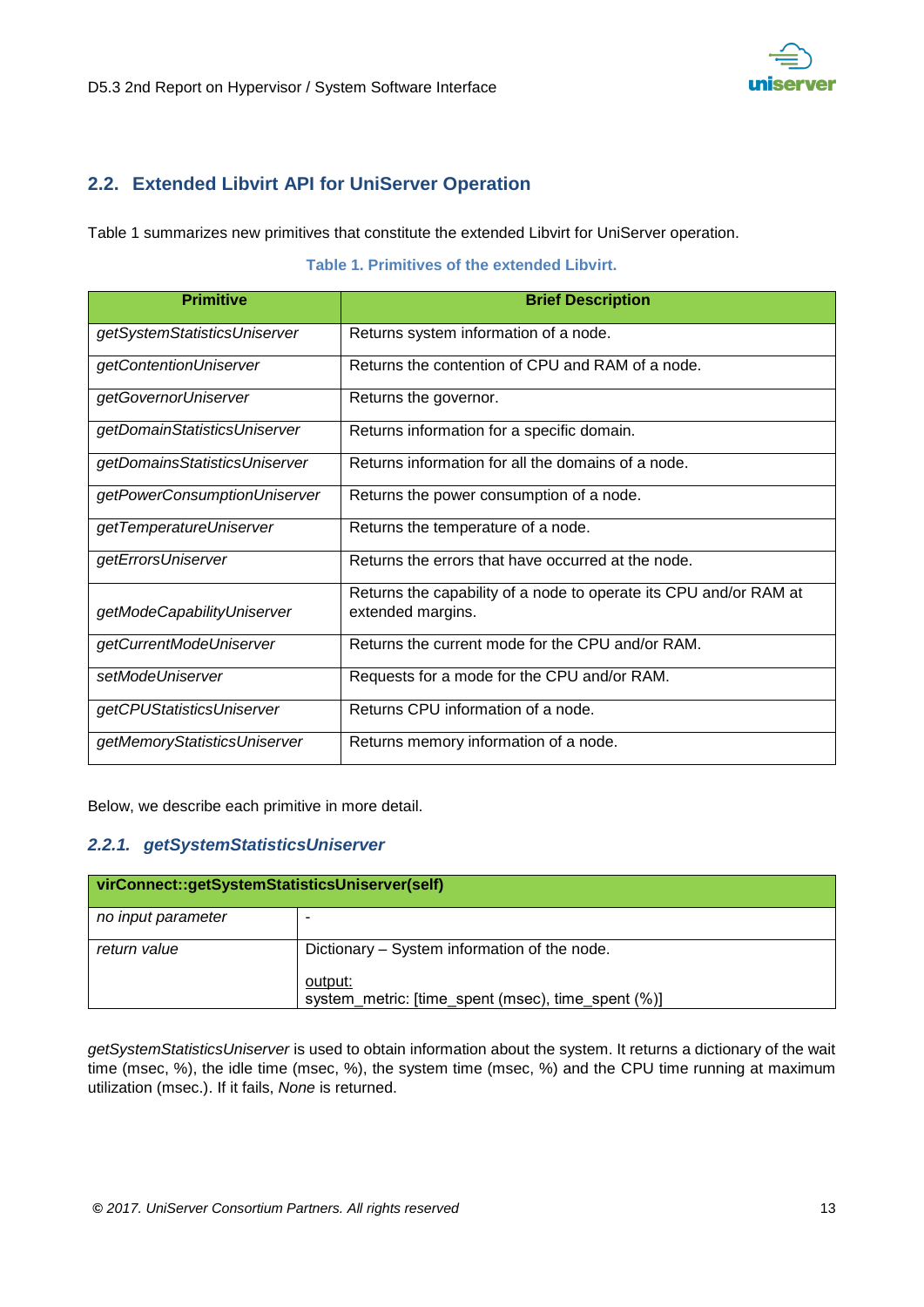## 2.2. Extended Libvirt API for UniServer Operation

Table 1 summarizes new primitives that constitute the extended Libvirt for UniServer operation.

**Table 1. Primitives of the extended Libvirt.**

| Primitive | Brief Description |
|---|---|
| *getSystemStatisticsUniserver* | Returns system information of a node. |
| *getContentionUniserver* | Returns the contention of CPU and RAM of a node. |
| *getGovernorUniserver* | Returns the governor. |
| *getDomainStatisticsUniserver* | Returns information for a specific domain. |
| *getDomainsStatisticsUniserver* | Returns information for all the domains of a node. |
| *getPowerConsumptionUniserver* | Returns the power consumption of a node. |
| *getTemperatureUniserver* | Returns the temperature of a node. |
| *getErrorsUniserver* | Returns the errors that have occurred at the node. |
| *getModeCapabilityUniserver* | Returns the capability of a node to operate its CPU and/or RAM at extended margins. |
| *getCurrentModeUniserver* | Returns the current mode for the CPU and/or RAM. |
| *setModeUniserver* | Requests for a mode for the CPU and/or RAM. |
| *getCPUStatisticsUniserver* | Returns CPU information of a node. |
| *getMemoryStatisticsUniserver* | Returns memory information of a node. |

Below, we describe each primitive in more detail.

### 2.2.1. getSystemStatisticsUniserver

| virConnect::getSystemStatisticsUniserver(self) | |
|---|---|
| *no input parameter* | - |
| *return value* | Dictionary – System information of the node.<br><br><u>output:</u><br>system_metric: [time_spent (msec), time_spent (%)] |

*getSystemStatisticsUniserver* is used to obtain information about the system. It returns a dictionary of the wait time (msec, %), the idle time (msec, %), the system time (msec, %) and the CPU time running at maximum utilization (msec.). If it fails, *None* is returned.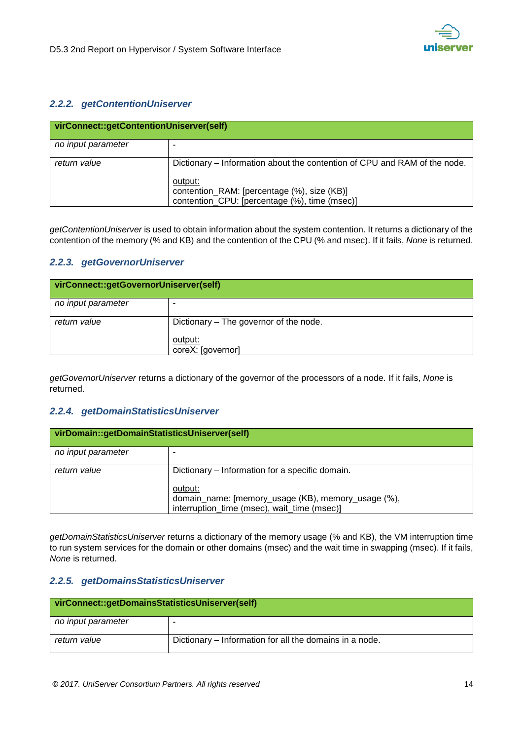### 2.2.2. *getContentionUniserver*

| **virConnect::getContentionUniserver(self)** | |
|---|---|
| *no input parameter* | - |
| *return value* | Dictionary – Information about the contention of CPU and RAM of the node.<br><br>output:<br>contention_RAM: [percentage (%), size (KB)]<br>contention_CPU: [percentage (%), time (msec)] |

*getContentionUniserver* is used to obtain information about the system contention. It returns a dictionary of the contention of the memory (% and KB) and the contention of the CPU (% and msec). If it fails, *None* is returned.

### 2.2.3. *getGovernorUniserver*

| **virConnect::getGovernorUniserver(self)** | |
|---|---|
| *no input parameter* | - |
| *return value* | Dictionary – The governor of the node.<br><br>output:<br>coreX: [governor] |

*getGovernorUniserver* returns a dictionary of the governor of the processors of a node. If it fails, *None* is returned.

### 2.2.4. *getDomainStatisticsUniserver*

| **virDomain::getDomainStatisticsUniserver(self)** | |
|---|---|
| *no input parameter* | - |
| *return value* | Dictionary – Information for a specific domain.<br><br>output:<br>domain_name: [memory_usage (KB), memory_usage (%), interruption_time (msec), wait_time (msec)] |

*getDomainStatisticsUniserver* returns a dictionary of the memory usage (% and KB), the VM interruption time to run system services for the domain or other domains (msec) and the wait time in swapping (msec). If it fails, *None* is returned.

### 2.2.5. *getDomainsStatisticsUniserver*

| **virConnect::getDomainsStatisticsUniserver(self)** | |
|---|---|
| *no input parameter* | - |
| *return value* | Dictionary – Information for all the domains in a node. |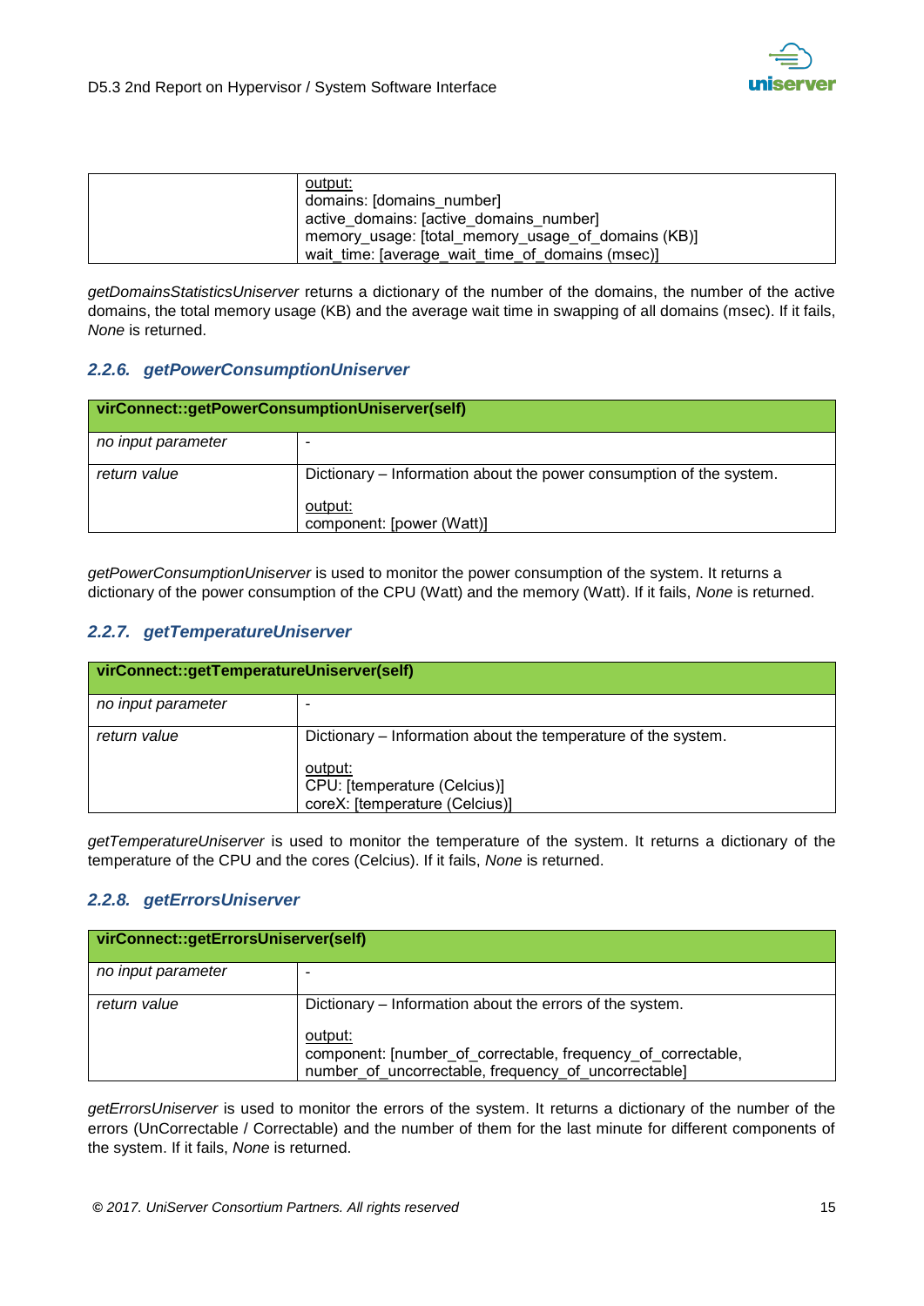| | |
|---|---|
| | <u>output:</u><br>domains: [domains_number]<br>active_domains: [active_domains_number]<br>memory_usage: [total_memory_usage_of_domains (KB)]<br>wait_time: [average_wait_time_of_domains (msec)] |

*getDomainsStatisticsUniserver* returns a dictionary of the number of the domains, the number of the active domains, the total memory usage (KB) and the average wait time in swapping of all domains (msec). If it fails, *None* is returned.

### 2.2.6. getPowerConsumptionUniserver

| **virConnect::getPowerConsumptionUniserver(self)** | |
|---|---|
| *no input parameter* | - |
| *return value* | Dictionary – Information about the power consumption of the system.<br><br><u>output:</u><br>component: [power (Watt)] |

*getPowerConsumptionUniserver* is used to monitor the power consumption of the system. It returns a dictionary of the power consumption of the CPU (Watt) and the memory (Watt). If it fails, *None* is returned.

### 2.2.7. getTemperatureUniserver

| **virConnect::getTemperatureUniserver(self)** | |
|---|---|
| *no input parameter* | - |
| *return value* | Dictionary – Information about the temperature of the system.<br><br><u>output:</u><br>CPU: [temperature (Celcius)]<br>coreX: [temperature (Celcius)] |

*getTemperatureUniserver* is used to monitor the temperature of the system. It returns a dictionary of the temperature of the CPU and the cores (Celcius). If it fails, *None* is returned.

### 2.2.8. getErrorsUniserver

| **virConnect::getErrorsUniserver(self)** | |
|---|---|
| *no input parameter* | - |
| *return value* | Dictionary – Information about the errors of the system.<br><br><u>output:</u><br>component: [number_of_correctable, frequency_of_correctable, number_of_uncorrectable, frequency_of_uncorrectable] |

*getErrorsUniserver* is used to monitor the errors of the system. It returns a dictionary of the number of the errors (UnCorrectable / Correctable) and the number of them for the last minute for different components of the system. If it fails, *None* is returned.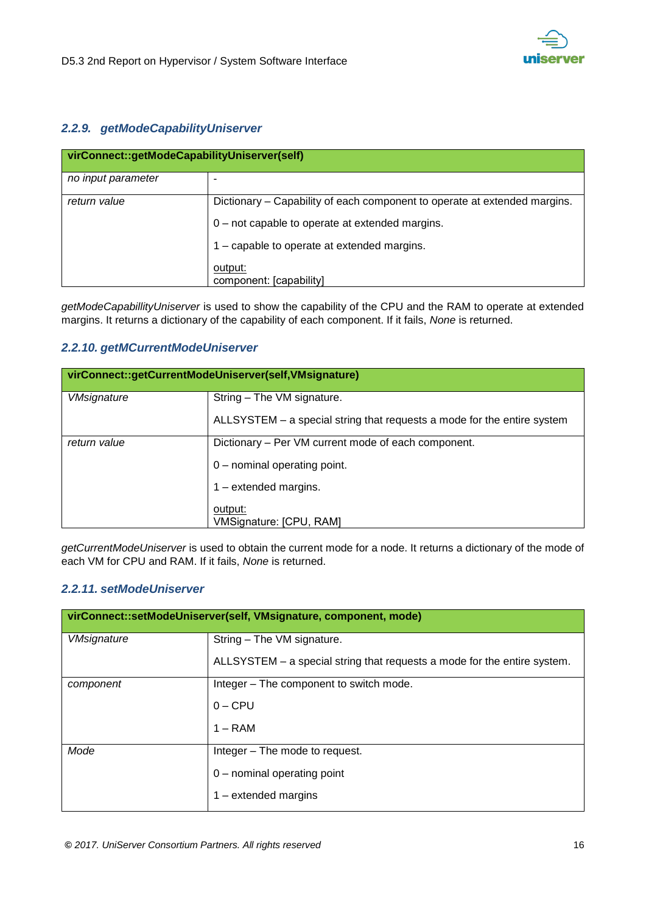### 2.2.9. getModeCapabilityUniserver

| virConnect::getModeCapabilityUniserver(self) | |
|---|---|
| *no input parameter* | - |
| *return value* | Dictionary – Capability of each component to operate at extended margins.<br>0 – not capable to operate at extended margins.<br>1 – capable to operate at extended margins.<br><u>output:</u><br>component: [capability] |

*getModeCapabillityUniserver* is used to show the capability of the CPU and the RAM to operate at extended margins. It returns a dictionary of the capability of each component. If it fails, *None* is returned.

### 2.2.10. getMCurrentModeUniserver

| virConnect::getCurrentModeUniserver(self,VMsignature) | |
|---|---|
| *VMsignature* | String – The VM signature.<br>ALLSYSTEM – a special string that requests a mode for the entire system |
| *return value* | Dictionary – Per VM current mode of each component.<br>0 – nominal operating point.<br>1 – extended margins.<br><u>output:</u><br>VMSignature: [CPU, RAM] |

*getCurrentModeUniserver* is used to obtain the current mode for a node. It returns a dictionary of the mode of each VM for CPU and RAM. If it fails, *None* is returned.

### 2.2.11. setModeUniserver

| virConnect::setModeUniserver(self, VMsignature, component, mode) | |
|---|---|
| *VMsignature* | String – The VM signature.<br>ALLSYSTEM – a special string that requests a mode for the entire system. |
| *component* | Integer – The component to switch mode.<br>0 – CPU<br>1 – RAM |
| *Mode* | Integer – The mode to request.<br>0 – nominal operating point<br>1 – extended margins |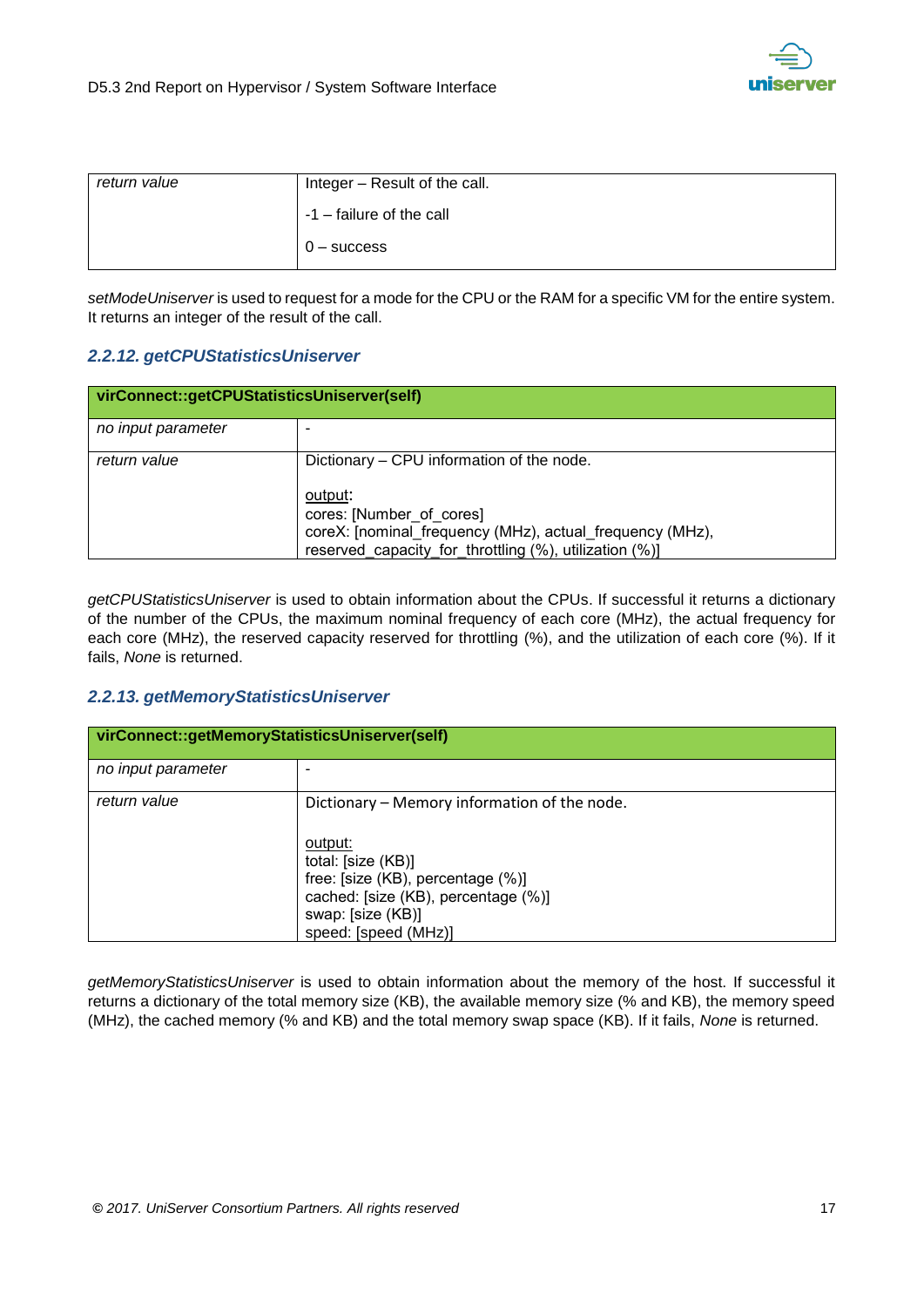| | |
|---|---|
| *return value* | Integer – Result of the call.<br><br>-1 – failure of the call<br><br>0 – success |

*setModeUniserver* is used to request for a mode for the CPU or the RAM for a specific VM for the entire system. It returns an integer of the result of the call.

### *2.2.12. getCPUStatisticsUniserver*

| **virConnect::getCPUStatisticsUniserver(self)** | |
|---|---|
| *no input parameter* | - |
| *return value* | Dictionary – CPU information of the node.<br><br>output:<br>cores: [Number_of_cores]<br>coreX: [nominal_frequency (MHz), actual_frequency (MHz), reserved_capacity_for_throttling (%), utilization (%)] |

*getCPUStatisticsUniserver* is used to obtain information about the CPUs. If successful it returns a dictionary of the number of the CPUs, the maximum nominal frequency of each core (MHz), the actual frequency for each core (MHz), the reserved capacity reserved for throttling (%), and the utilization of each core (%). If it fails, *None* is returned.

### *2.2.13. getMemoryStatisticsUniserver*

| **virConnect::getMemoryStatisticsUniserver(self)** | |
|---|---|
| *no input parameter* | - |
| *return value* | Dictionary – Memory information of the node.<br><br>output:<br>total: [size (KB)]<br>free: [size (KB), percentage (%)]<br>cached: [size (KB), percentage (%)]<br>swap: [size (KB)]<br>speed: [speed (MHz)] |

*getMemoryStatisticsUniserver* is used to obtain information about the memory of the host. If successful it returns a dictionary of the total memory size (KB), the available memory size (% and KB), the memory speed (MHz), the cached memory (% and KB) and the total memory swap space (KB). If it fails, *None* is returned.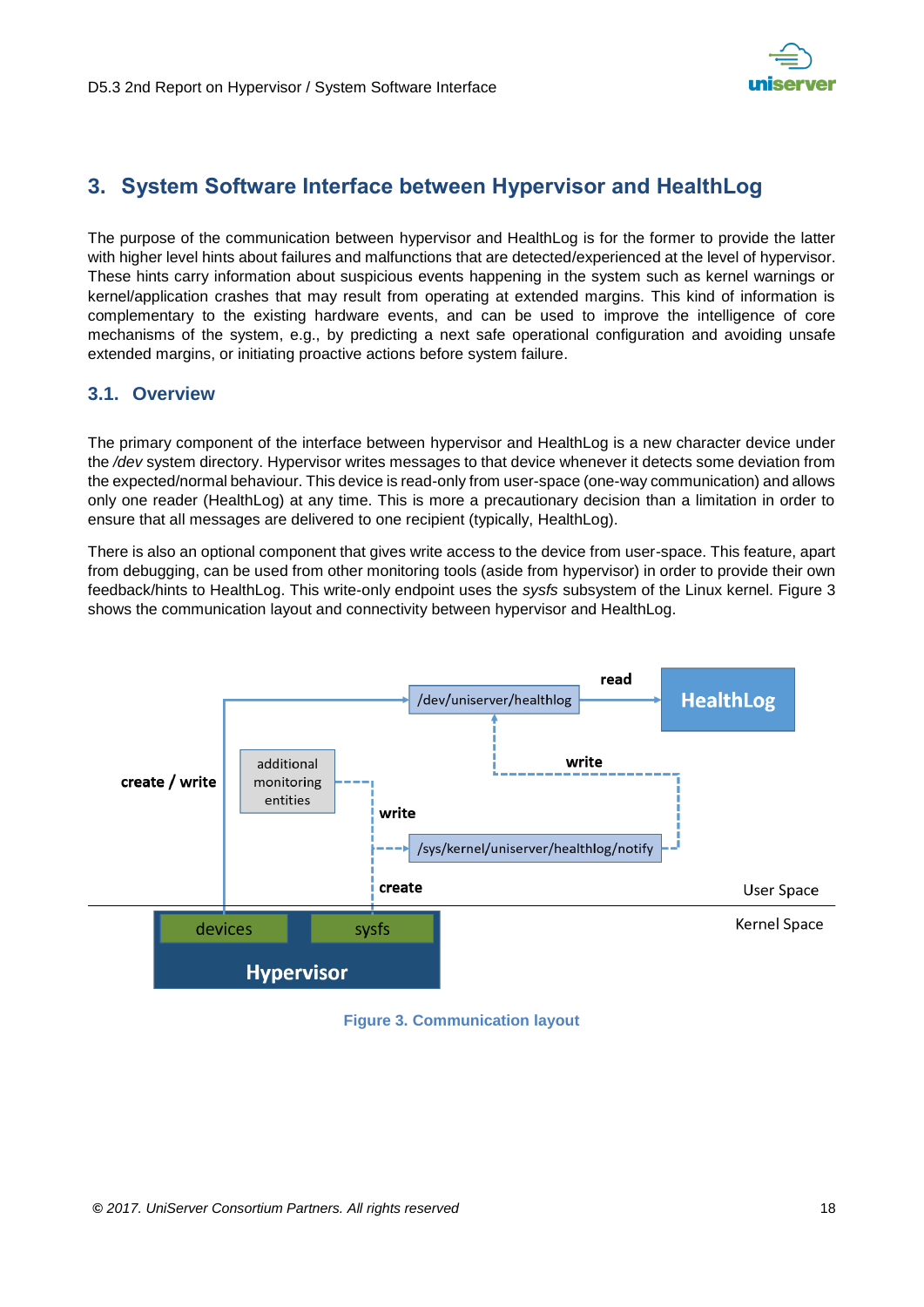# 3. System Software Interface between Hypervisor and HealthLog

The purpose of the communication between hypervisor and HealthLog is for the former to provide the latter with higher level hints about failures and malfunctions that are detected/experienced at the level of hypervisor. These hints carry information about suspicious events happening in the system such as kernel warnings or kernel/application crashes that may result from operating at extended margins. This kind of information is complementary to the existing hardware events, and can be used to improve the intelligence of core mechanisms of the system, e.g., by predicting a next safe operational configuration and avoiding unsafe extended margins, or initiating proactive actions before system failure.

## 3.1. Overview

The primary component of the interface between hypervisor and HealthLog is a new character device under the */dev* system directory. Hypervisor writes messages to that device whenever it detects some deviation from the expected/normal behaviour. This device is read-only from user-space (one-way communication) and allows only one reader (HealthLog) at any time. This is more a precautionary decision than a limitation in order to ensure that all messages are delivered to one recipient (typically, HealthLog).

There is also an optional component that gives write access to the device from user-space. This feature, apart from debugging, can be used from other monitoring tools (aside from hypervisor) in order to provide their own feedback/hints to HealthLog. This write-only endpoint uses the *sysfs* subsystem of the Linux kernel. Figure 3 shows the communication layout and connectivity between hypervisor and HealthLog.

Figure 3. Communication layout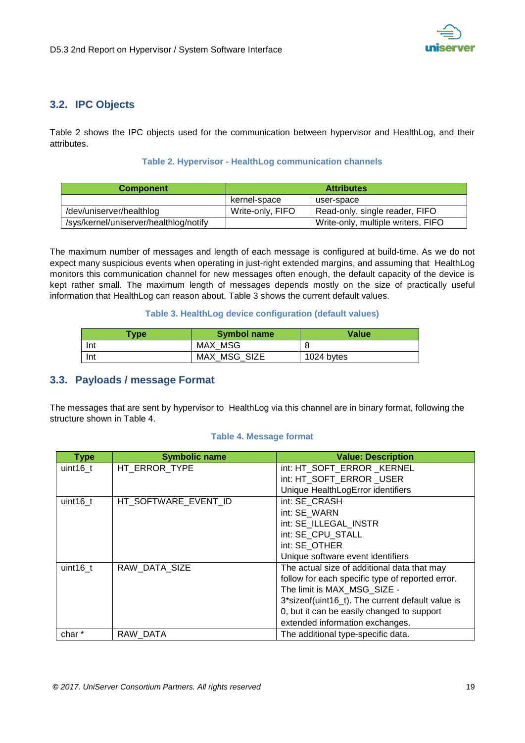## 3.2. IPC Objects

Table 2 shows the IPC objects used for the communication between hypervisor and HealthLog, and their attributes.

**Table 2. Hypervisor - HealthLog communication channels**

| Component | Attributes | |
|---|---|---|
| | kernel-space | user-space |
| /dev/uniserver/healthlog | Write-only, FIFO | Read-only, single reader, FIFO |
| /sys/kernel/uniserver/healthlog/notify | | Write-only, multiple writers, FIFO |

The maximum number of messages and length of each message is configured at build-time. As we do not expect many suspicious events when operating in just-right extended margins, and assuming that HealthLog monitors this communication channel for new messages often enough, the default capacity of the device is kept rather small. The maximum length of messages depends mostly on the size of practically useful information that HealthLog can reason about. Table 3 shows the current default values.

**Table 3. HealthLog device configuration (default values)**

| Type | Symbol name | Value |
|---|---|---|
| Int | MAX_MSG | 8 |
| Int | MAX_MSG_SIZE | 1024 bytes |

## 3.3. Payloads / message Format

The messages that are sent by hypervisor to HealthLog via this channel are in binary format, following the structure shown in Table 4.

**Table 4. Message format**

| Type | Symbolic name | Value: Description |
|---|---|---|
| uint16_t | HT_ERROR_TYPE | int: HT_SOFT_ERROR _KERNEL<br>int: HT_SOFT_ERROR _USER<br>Unique HealthLogError identifiers |
| uint16_t | HT_SOFTWARE_EVENT_ID | int: SE_CRASH<br>int: SE_WARN<br>int: SE_ILLEGAL_INSTR<br>int: SE_CPU_STALL<br>int: SE_OTHER<br>Unique software event identifiers |
| uint16_t | RAW_DATA_SIZE | The actual size of additional data that may follow for each specific type of reported error. The limit is MAX_MSG_SIZE - 3*sizeof(uint16_t). The current default value is 0, but it can be easily changed to support extended information exchanges. |
| char * | RAW_DATA | The additional type-specific data. |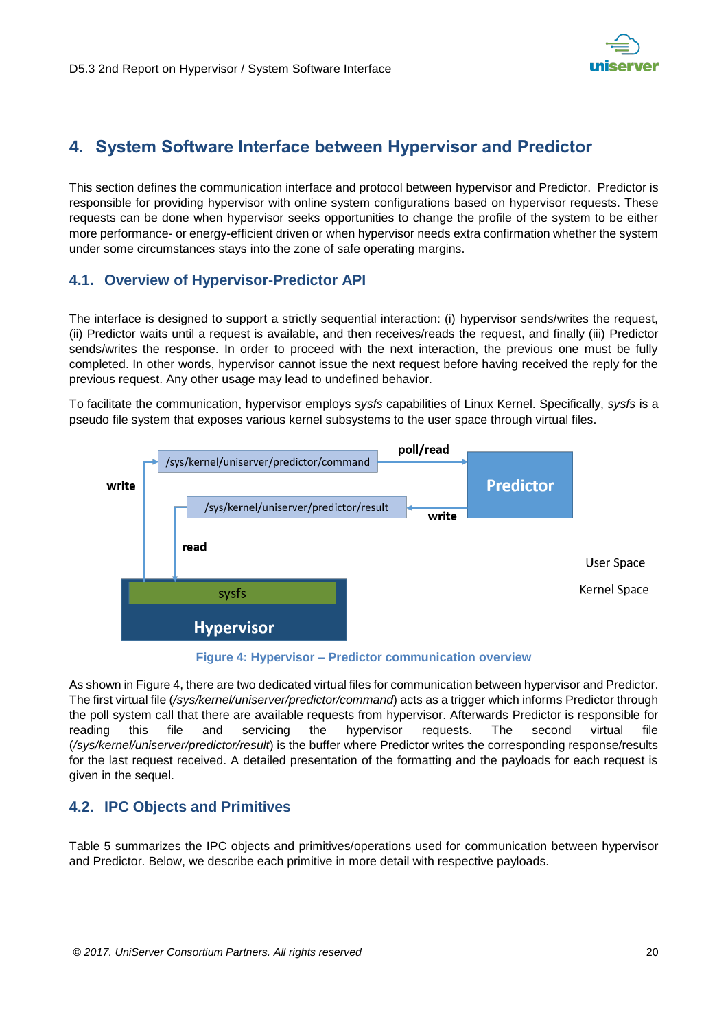# 4. System Software Interface between Hypervisor and Predictor

This section defines the communication interface and protocol between hypervisor and Predictor. Predictor is responsible for providing hypervisor with online system configurations based on hypervisor requests. These requests can be done when hypervisor seeks opportunities to change the profile of the system to be either more performance- or energy-efficient driven or when hypervisor needs extra confirmation whether the system under some circumstances stays into the zone of safe operating margins.

## 4.1. Overview of Hypervisor-Predictor API

The interface is designed to support a strictly sequential interaction: (i) hypervisor sends/writes the request, (ii) Predictor waits until a request is available, and then receives/reads the request, and finally (iii) Predictor sends/writes the response. In order to proceed with the next interaction, the previous one must be fully completed. In other words, hypervisor cannot issue the next request before having received the reply for the previous request. Any other usage may lead to undefined behavior.

To facilitate the communication, hypervisor employs *sysfs* capabilities of Linux Kernel. Specifically, *sysfs* is a pseudo file system that exposes various kernel subsystems to the user space through virtual files.

Figure 4: Hypervisor – Predictor communication overview

As shown in Figure 4, there are two dedicated virtual files for communication between hypervisor and Predictor. The first virtual file (*/sys/kernel/uniserver/predictor/command*) acts as a trigger which informs Predictor through the poll system call that there are available requests from hypervisor. Afterwards Predictor is responsible for reading this file and servicing the hypervisor requests. The second virtual file (*/sys/kernel/uniserver/predictor/result*) is the buffer where Predictor writes the corresponding response/results for the last request received. A detailed presentation of the formatting and the payloads for each request is given in the sequel.

## 4.2. IPC Objects and Primitives

Table 5 summarizes the IPC objects and primitives/operations used for communication between hypervisor and Predictor. Below, we describe each primitive in more detail with respective payloads.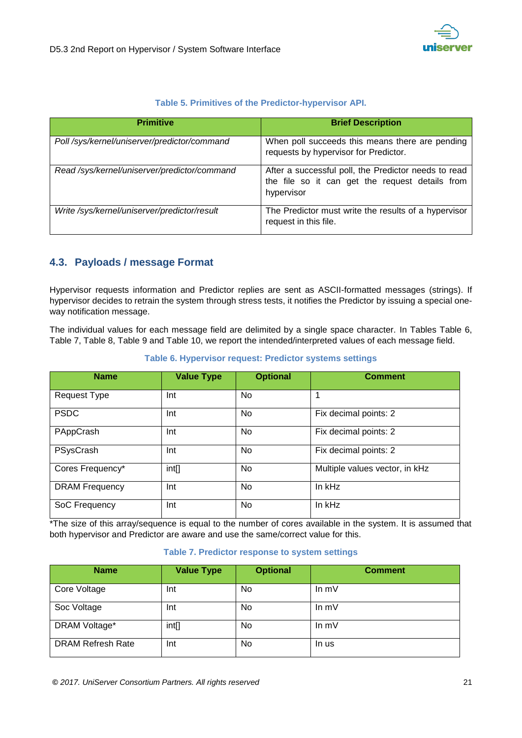**Table 5. Primitives of the Predictor-hypervisor API.**

| Primitive | Brief Description |
| --- | --- |
| *Poll /sys/kernel/uniserver/predictor/command* | When poll succeeds this means there are pending requests by hypervisor for Predictor. |
| *Read /sys/kernel/uniserver/predictor/command* | After a successful poll, the Predictor needs to read the file so it can get the request details from hypervisor |
| *Write /sys/kernel/uniserver/predictor/result* | The Predictor must write the results of a hypervisor request in this file. |

## 4.3. Payloads / message Format

Hypervisor requests information and Predictor replies are sent as ASCII-formatted messages (strings). If hypervisor decides to retrain the system through stress tests, it notifies the Predictor by issuing a special one-way notification message.

The individual values for each message field are delimited by a single space character. In Tables Table 6, Table 7, Table 8, Table 9 and Table 10, we report the intended/interpreted values of each message field.

**Table 6. Hypervisor request: Predictor systems settings**

| Name | Value Type | Optional | Comment |
| --- | --- | --- | --- |
| Request Type | Int | No | 1 |
| PSDC | Int | No | Fix decimal points: 2 |
| PAppCrash | Int | No | Fix decimal points: 2 |
| PSysCrash | Int | No | Fix decimal points: 2 |
| Cores Frequency* | int[] | No | Multiple values vector, in kHz |
| DRAM Frequency | Int | No | In kHz |
| SoC Frequency | Int | No | In kHz |

*The size of this array/sequence is equal to the number of cores available in the system. It is assumed that both hypervisor and Predictor are aware and use the same/correct value for this.

**Table 7. Predictor response to system settings**

| Name | Value Type | Optional | Comment |
| --- | --- | --- | --- |
| Core Voltage | Int | No | In mV |
| Soc Voltage | Int | No | In mV |
| DRAM Voltage* | int[] | No | In mV |
| DRAM Refresh Rate | Int | No | In us |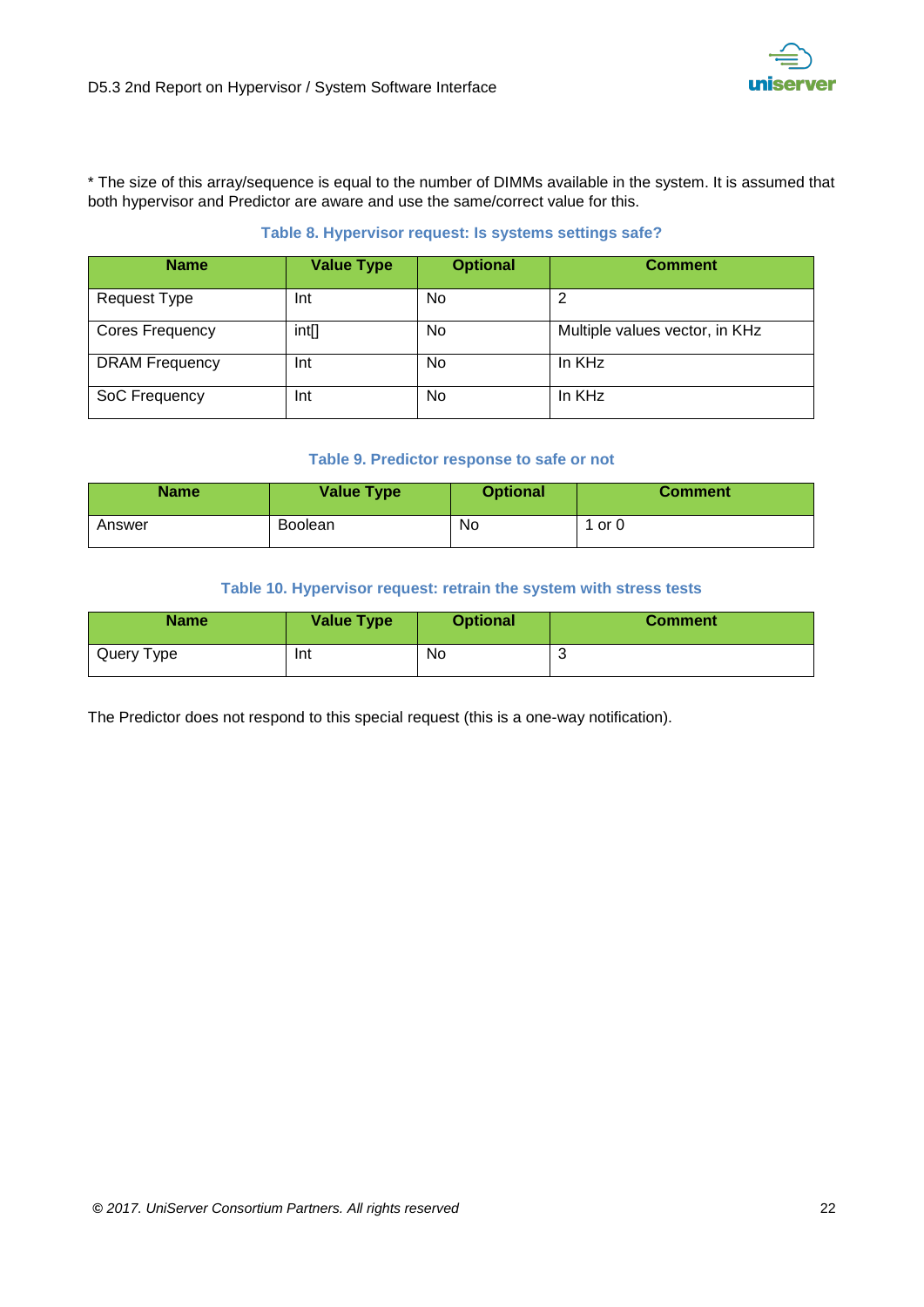* The size of this array/sequence is equal to the number of DIMMs available in the system. It is assumed that both hypervisor and Predictor are aware and use the same/correct value for this.

**Table 8. Hypervisor request: Is systems settings safe?**

| Name | Value Type | Optional | Comment |
|---|---|---|---|
| Request Type | Int | No | 2 |
| Cores Frequency | int[] | No | Multiple values vector, in KHz |
| DRAM Frequency | Int | No | In KHz |
| SoC Frequency | Int | No | In KHz |

**Table 9. Predictor response to safe or not**

| Name | Value Type | Optional | Comment |
|---|---|---|---|
| Answer | Boolean | No | 1 or 0 |

**Table 10. Hypervisor request: retrain the system with stress tests**

| Name | Value Type | Optional | Comment |
|---|---|---|---|
| Query Type | Int | No | 3 |

The Predictor does not respond to this special request (this is a one-way notification).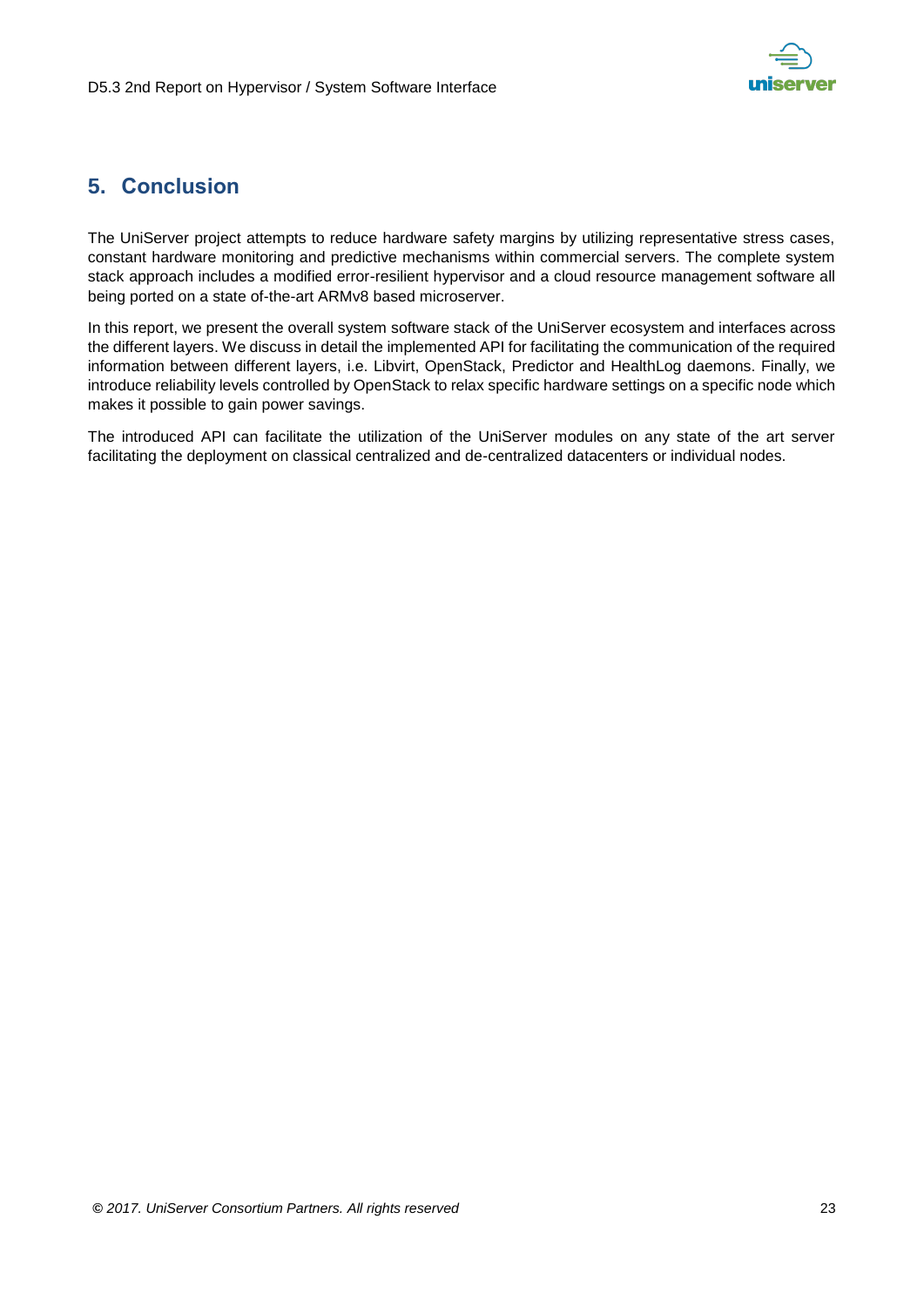# 5. Conclusion

The UniServer project attempts to reduce hardware safety margins by utilizing representative stress cases, constant hardware monitoring and predictive mechanisms within commercial servers. The complete system stack approach includes a modified error-resilient hypervisor and a cloud resource management software all being ported on a state of-the-art ARMv8 based microserver.

In this report, we present the overall system software stack of the UniServer ecosystem and interfaces across the different layers. We discuss in detail the implemented API for facilitating the communication of the required information between different layers, i.e. Libvirt, OpenStack, Predictor and HealthLog daemons. Finally, we introduce reliability levels controlled by OpenStack to relax specific hardware settings on a specific node which makes it possible to gain power savings.

The introduced API can facilitate the utilization of the UniServer modules on any state of the art server facilitating the deployment on classical centralized and de-centralized datacenters or individual nodes.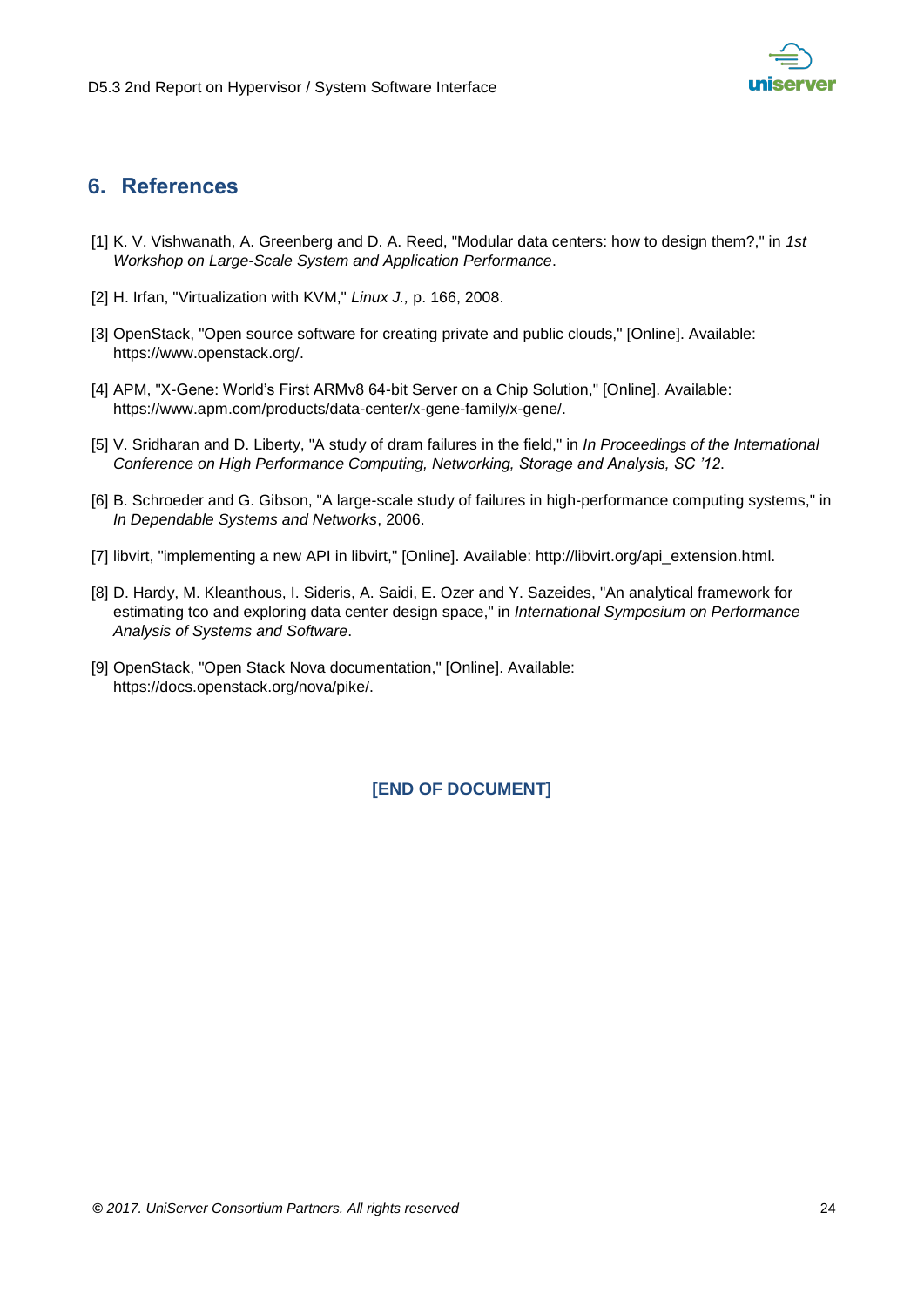## 6. References

[1] K. V. Vishwanath, A. Greenberg and D. A. Reed, "Modular data centers: how to design them?," in *1st Workshop on Large-Scale System and Application Performance*.

[2] H. Irfan, "Virtualization with KVM," *Linux J.,* p. 166, 2008.

[3] OpenStack, "Open source software for creating private and public clouds," [Online]. Available: https://www.openstack.org/.

[4] APM, "X-Gene: World's First ARMv8 64-bit Server on a Chip Solution," [Online]. Available: https://www.apm.com/products/data-center/x-gene-family/x-gene/.

[5] V. Sridharan and D. Liberty, "A study of dram failures in the field," in *In Proceedings of the International Conference on High Performance Computing, Networking, Storage and Analysis, SC '12*.

[6] B. Schroeder and G. Gibson, "A large-scale study of failures in high-performance computing systems," in *In Dependable Systems and Networks*, 2006.

[7] libvirt, "implementing a new API in libvirt," [Online]. Available: http://libvirt.org/api_extension.html.

[8] D. Hardy, M. Kleanthous, I. Sideris, A. Saidi, E. Ozer and Y. Sazeides, "An analytical framework for estimating tco and exploring data center design space," in *International Symposium on Performance Analysis of Systems and Software*.

[9] OpenStack, "Open Stack Nova documentation," [Online]. Available: https://docs.openstack.org/nova/pike/.

**[END OF DOCUMENT]**